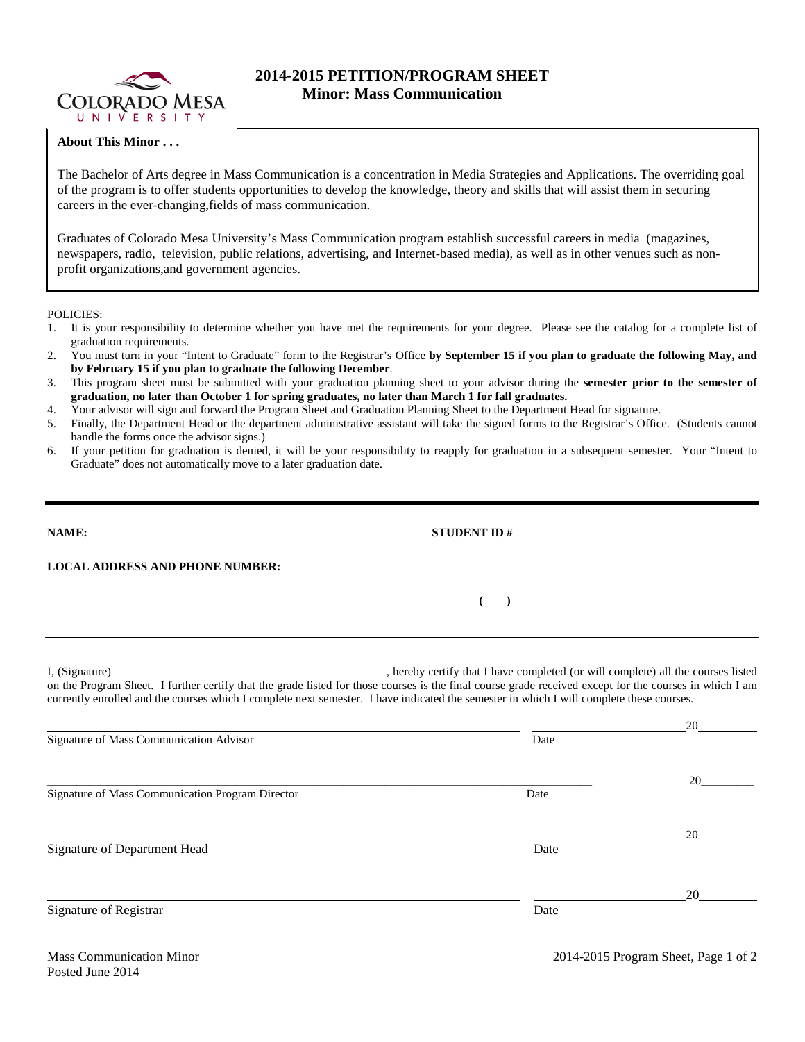# 2014-2015 PETITION/PROGRAM SHEET
## Minor: Mass Communication

**About This Minor . . .**

The Bachelor of Arts degree in Mass Communication is a concentration in Media Strategies and Applications. The overriding goal of the program is to offer students opportunities to develop the knowledge, theory and skills that will assist them in securing careers in the ever-changing,fields of mass communication.

Graduates of Colorado Mesa University's Mass Communication program establish successful careers in media (magazines, newspapers, radio, television, public relations, advertising, and Internet-based media), as well as in other venues such as non-profit organizations,and government agencies.

POLICIES:

1. It is your responsibility to determine whether you have met the requirements for your degree. Please see the catalog for a complete list of graduation requirements.
2. You must turn in your "Intent to Graduate" form to the Registrar's Office **by September 15 if you plan to graduate the following May, and by February 15 if you plan to graduate the following December**.
3. This program sheet must be submitted with your graduation planning sheet to your advisor during the **semester prior to the semester of graduation, no later than October 1 for spring graduates, no later than March 1 for fall graduates.**
4. Your advisor will sign and forward the Program Sheet and Graduation Planning Sheet to the Department Head for signature.
5. Finally, the Department Head or the department administrative assistant will take the signed forms to the Registrar's Office. (Students cannot handle the forms once the advisor signs.)
6. If your petition for graduation is denied, it will be your responsibility to reapply for graduation in a subsequent semester. Your "Intent to Graduate" does not automatically move to a later graduation date.

---

**NAME:** ______________________________ **STUDENT ID #** ______________________________

**LOCAL ADDRESS AND PHONE NUMBER:** ______________________________

______________________________ **( )** ______________________________

---

I, (Signature)______________________________, hereby certify that I have completed (or will complete) all the courses listed on the Program Sheet. I further certify that the grade listed for those courses is the final course grade received except for the courses in which I am currently enrolled and the courses which I complete next semester. I have indicated the semester in which I will complete these courses.

______________________________ ______________ 20______
Signature of Mass Communication Advisor Date

______________________________ ______________ 20______
Signature of Mass Communication Program Director Date

______________________________ ______________ 20______
Signature of Department Head Date

______________________________ ______________ 20______
Signature of Registrar Date

Mass Communication Minor
Posted June 2014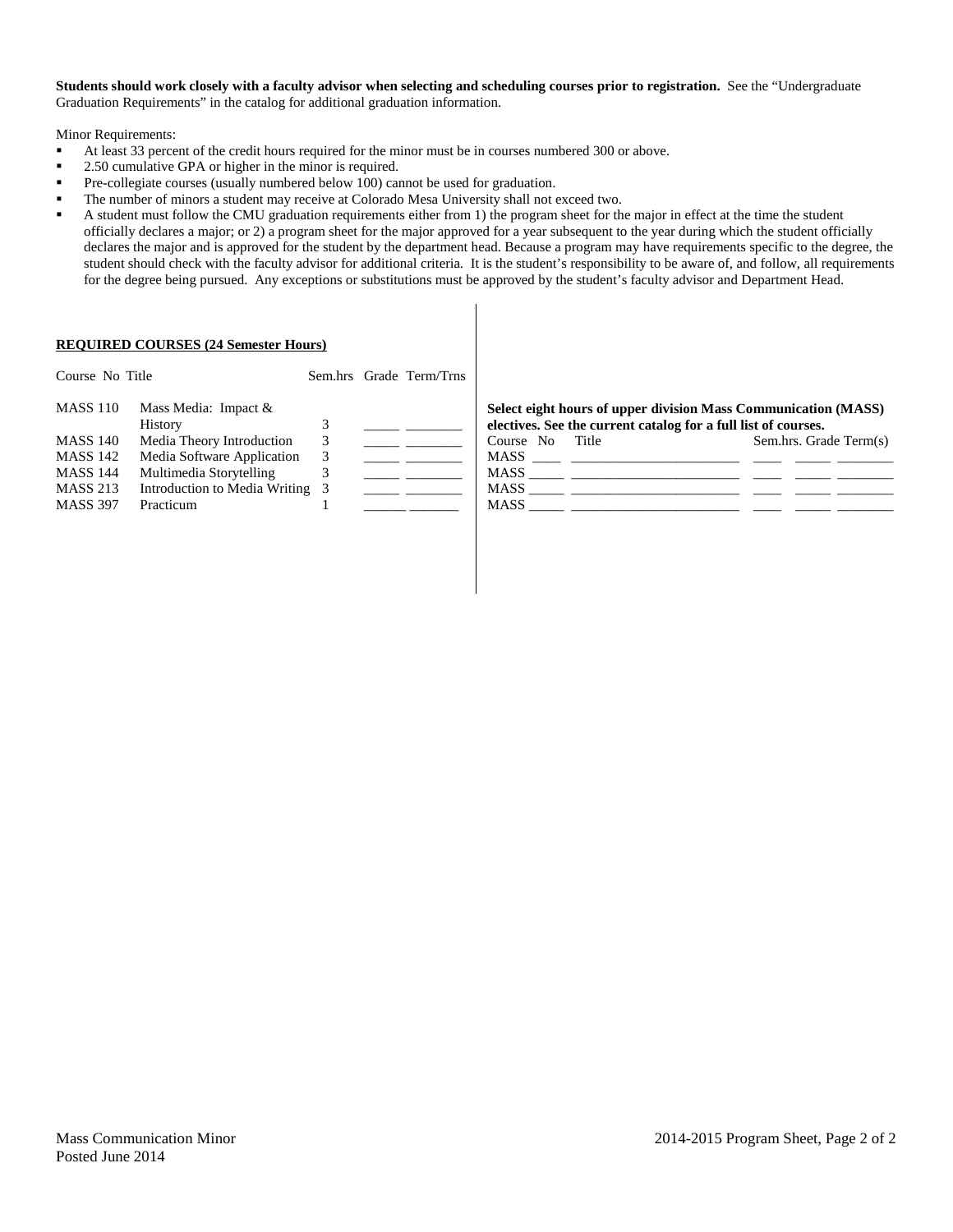**Students should work closely with a faculty advisor when selecting and scheduling courses prior to registration.** See the "Undergraduate Graduation Requirements" in the catalog for additional graduation information.

Minor Requirements:

- At least 33 percent of the credit hours required for the minor must be in courses numbered 300 or above.
- 2.50 cumulative GPA or higher in the minor is required.
- Pre-collegiate courses (usually numbered below 100) cannot be used for graduation.
- The number of minors a student may receive at Colorado Mesa University shall not exceed two.
- A student must follow the CMU graduation requirements either from 1) the program sheet for the major in effect at the time the student officially declares a major; or 2) a program sheet for the major approved for a year subsequent to the year during which the student officially declares the major and is approved for the student by the department head. Because a program may have requirements specific to the degree, the student should check with the faculty advisor for additional criteria. It is the student's responsibility to be aware of, and follow, all requirements for the degree being pursued. Any exceptions or substitutions must be approved by the student's faculty advisor and Department Head.

**REQUIRED COURSES (24 Semester Hours)**

| Course No | Title | Sem.hrs | Grade | Term/Trns |
|---|---|---|---|---|
| MASS 110 | Mass Media: Impact & History | 3 | _____ | ________ |
| MASS 140 | Media Theory Introduction | 3 | _____ | ________ |
| MASS 142 | Media Software Application | 3 | _____ | ________ |
| MASS 144 | Multimedia Storytelling | 3 | _____ | ________ |
| MASS 213 | Introduction to Media Writing | 3 | _____ | ________ |
| MASS 397 | Practicum | 1 | ______ | _______ |

**Select eight hours of upper division Mass Communication (MASS) electives. See the current catalog for a full list of courses.**

| Course No | Title | Sem.hrs. | Grade | Term(s) |
|---|---|---|---|---|
| MASS ____ | ________________________ | ____ | _____ | ________ |
| MASS _____ | ________________________ | ____ | _____ | ________ |
| MASS _____ | ________________________ | ____ | _____ | ________ |
| MASS _____ | ________________________ | ____ | _____ | ________ |